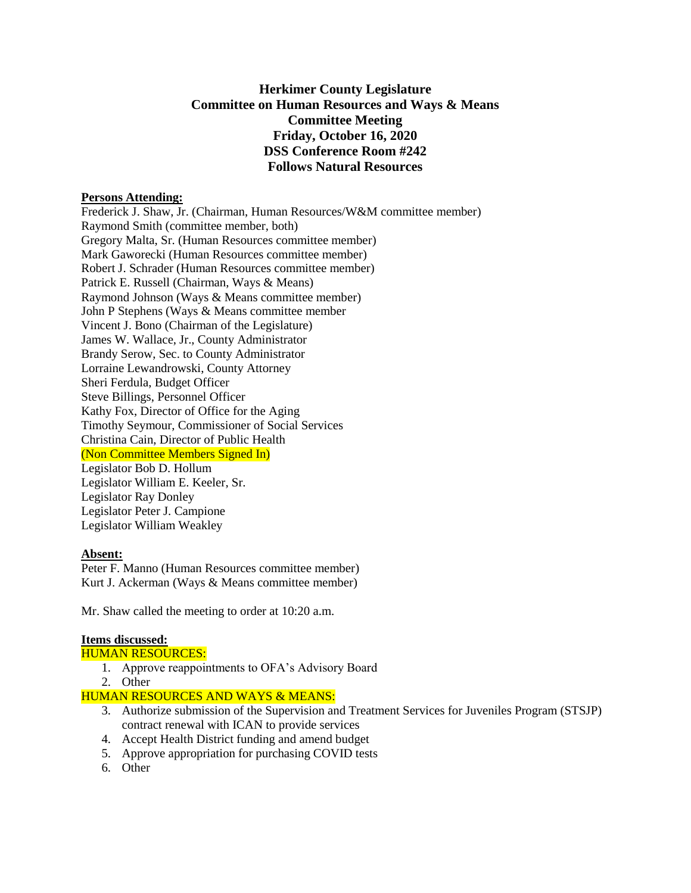**Herkimer County Legislature**
**Committee on Human Resources and Ways & Means**
**Committee Meeting**
**Friday, October 16, 2020**
**DSS Conference Room #242**
**Follows Natural Resources**

**Persons Attending:**

Frederick J. Shaw, Jr. (Chairman, Human Resources/W&M committee member)
Raymond Smith (committee member, both)
Gregory Malta, Sr. (Human Resources committee member)
Mark Gaworecki (Human Resources committee member)
Robert J. Schrader (Human Resources committee member)
Patrick E. Russell (Chairman, Ways & Means)
Raymond Johnson (Ways & Means committee member)
John P Stephens (Ways & Means committee member
Vincent J. Bono (Chairman of the Legislature)
James W. Wallace, Jr., County Administrator
Brandy Serow, Sec. to County Administrator
Lorraine Lewandrowski, County Attorney
Sheri Ferdula, Budget Officer
Steve Billings, Personnel Officer
Kathy Fox, Director of Office for the Aging
Timothy Seymour, Commissioner of Social Services
Christina Cain, Director of Public Health
(Non Committee Members Signed In)
Legislator Bob D. Hollum
Legislator William E. Keeler, Sr.
Legislator Ray Donley
Legislator Peter J. Campione
Legislator William Weakley

**Absent:**

Peter F. Manno (Human Resources committee member)
Kurt J. Ackerman (Ways & Means committee member)

Mr. Shaw called the meeting to order at 10:20 a.m.

**Items discussed:**

HUMAN RESOURCES:

1. Approve reappointments to OFA's Advisory Board
2. Other

HUMAN RESOURCES AND WAYS & MEANS:

3. Authorize submission of the Supervision and Treatment Services for Juveniles Program (STSJP) contract renewal with ICAN to provide services
4. Accept Health District funding and amend budget
5. Approve appropriation for purchasing COVID tests
6. Other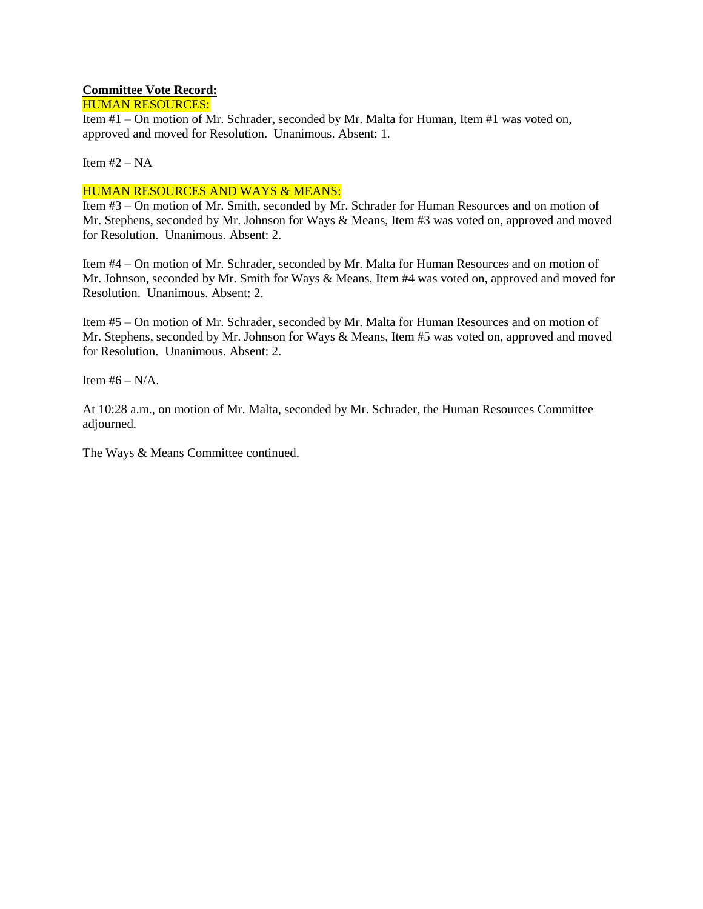**Committee Vote Record:**

HUMAN RESOURCES:

Item #1 – On motion of Mr. Schrader, seconded by Mr. Malta for Human, Item #1 was voted on, approved and moved for Resolution. Unanimous. Absent: 1.

Item #2 – NA

HUMAN RESOURCES AND WAYS & MEANS:

Item #3 – On motion of Mr. Smith, seconded by Mr. Schrader for Human Resources and on motion of Mr. Stephens, seconded by Mr. Johnson for Ways & Means, Item #3 was voted on, approved and moved for Resolution. Unanimous. Absent: 2.

Item #4 – On motion of Mr. Schrader, seconded by Mr. Malta for Human Resources and on motion of Mr. Johnson, seconded by Mr. Smith for Ways & Means, Item #4 was voted on, approved and moved for Resolution. Unanimous. Absent: 2.

Item #5 – On motion of Mr. Schrader, seconded by Mr. Malta for Human Resources and on motion of Mr. Stephens, seconded by Mr. Johnson for Ways & Means, Item #5 was voted on, approved and moved for Resolution. Unanimous. Absent: 2.

Item #6 – N/A.

At 10:28 a.m., on motion of Mr. Malta, seconded by Mr. Schrader, the Human Resources Committee adjourned.

The Ways & Means Committee continued.